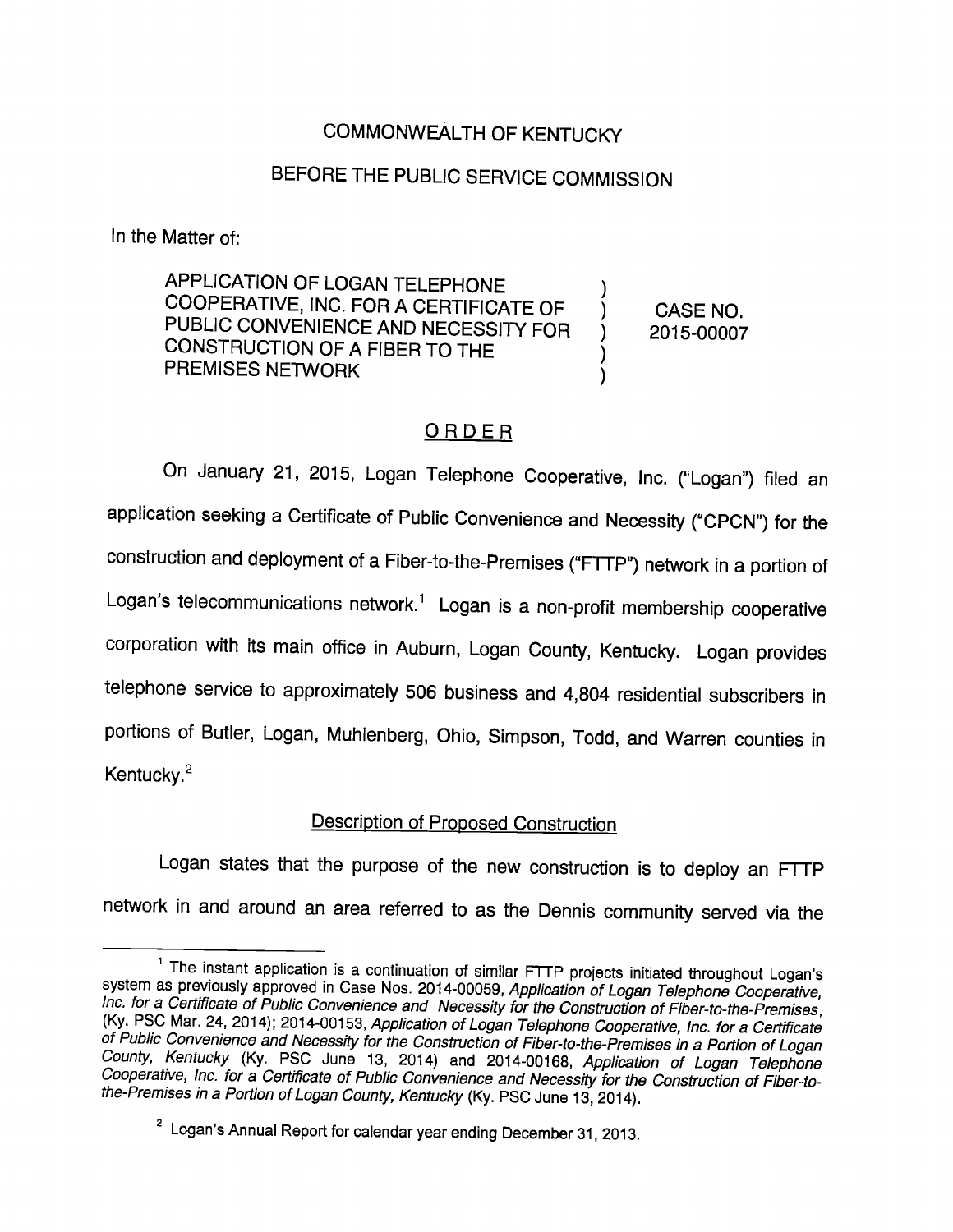COMMONWEALTH OF KENTUCKY

BEFORE THE PUBLIC SERVICE COMMISSION

In the Matter of:

| | | |
|---|---|---|
| APPLICATION OF LOGAN TELEPHONE COOPERATIVE, INC. FOR A CERTIFICATE OF PUBLIC CONVENIENCE AND NECESSITY FOR CONSTRUCTION OF A FIBER TO THE PREMISES NETWORK | ) | CASE NO. 2015-00007 |

## ORDER

On January 21, 2015, Logan Telephone Cooperative, Inc. ("Logan") filed an application seeking a Certificate of Public Convenience and Necessity ("CPCN") for the construction and deployment of a Fiber-to-the-Premises ("FTTP") network in a portion of Logan's telecommunications network.[1] Logan is a non-profit membership cooperative corporation with its main office in Auburn, Logan County, Kentucky. Logan provides telephone service to approximately 506 business and 4,804 residential subscribers in portions of Butler, Logan, Muhlenberg, Ohio, Simpson, Todd, and Warren counties in Kentucky.[2]

### Description of Proposed Construction

Logan states that the purpose of the new construction is to deploy an FTTP network in and around an area referred to as the Dennis community served via the

---

[1] The instant application is a continuation of similar FTTP projects initiated throughout Logan's system as previously approved in Case Nos. 2014-00059, *Application of Logan Telephone Cooperative, Inc. for a Certificate of Public Convenience and Necessity for the Construction of Fiber-to-the-Premises*, (Ky. PSC Mar. 24, 2014); 2014-00153, *Application of Logan Telephone Cooperative, Inc. for a Certificate of Public Convenience and Necessity for the Construction of Fiber-to-the-Premises in a Portion of Logan County, Kentucky* (Ky. PSC June 13, 2014) and 2014-00168, *Application of Logan Telephone Cooperative, Inc. for a Certificate of Public Convenience and Necessity for the Construction of Fiber-to-the-Premises in a Portion of Logan County, Kentucky* (Ky. PSC June 13, 2014).

[2] Logan's Annual Report for calendar year ending December 31, 2013.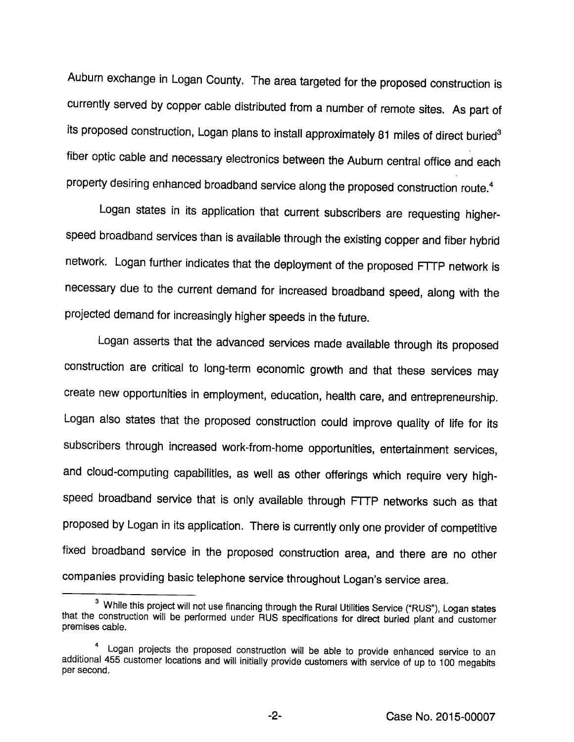Auburn exchange in Logan County. The area targeted for the proposed construction is currently served by copper cable distributed from a number of remote sites. As part of its proposed construction, Logan plans to install approximately 81 miles of direct buried[3] fiber optic cable and necessary electronics between the Auburn central office and each property desiring enhanced broadband service along the proposed construction route.[4]

Logan states in its application that current subscribers are requesting higher-speed broadband services than is available through the existing copper and fiber hybrid network. Logan further indicates that the deployment of the proposed FTTP network is necessary due to the current demand for increased broadband speed, along with the projected demand for increasingly higher speeds in the future.

Logan asserts that the advanced services made available through its proposed construction are critical to long-term economic growth and that these services may create new opportunities in employment, education, health care, and entrepreneurship. Logan also states that the proposed construction could improve quality of life for its subscribers through increased work-from-home opportunities, entertainment services, and cloud-computing capabilities, as well as other offerings which require very high-speed broadband service that is only available through FTTP networks such as that proposed by Logan in its application. There is currently only one provider of competitive fixed broadband service in the proposed construction area, and there are no other companies providing basic telephone service throughout Logan's service area.

---

[3] While this project will not use financing through the Rural Utilities Service ("RUS"), Logan states that the construction will be performed under RUS specifications for direct buried plant and customer premises cable.

[4] Logan projects the proposed construction will be able to provide enhanced service to an additional 455 customer locations and will initially provide customers with service of up to 100 megabits per second.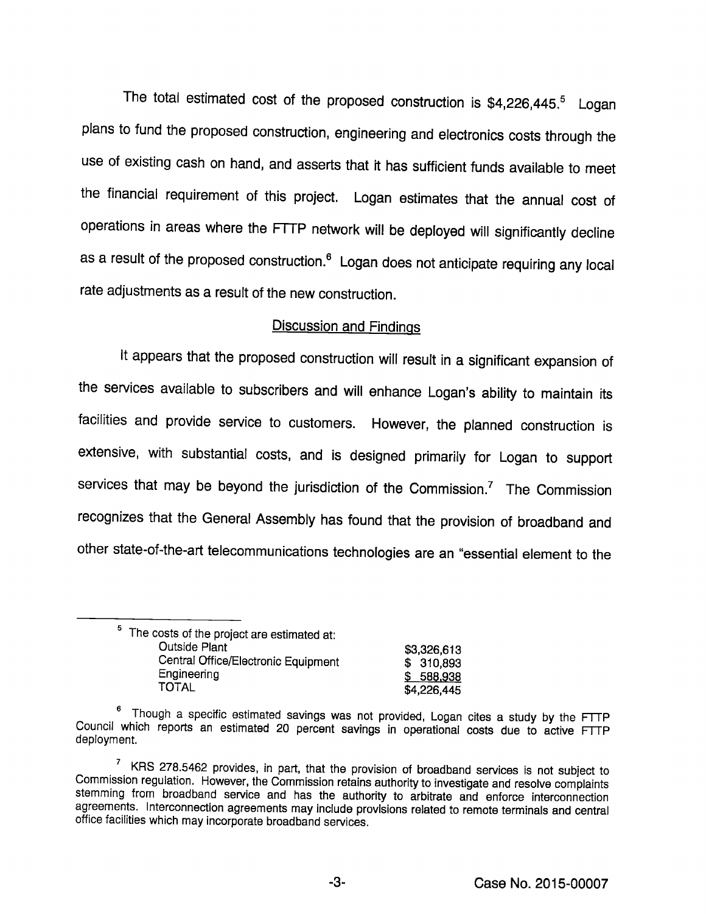The total estimated cost of the proposed construction is $4,226,445.[5] Logan plans to fund the proposed construction, engineering and electronics costs through the use of existing cash on hand, and asserts that it has sufficient funds available to meet the financial requirement of this project. Logan estimates that the annual cost of operations in areas where the FTTP network will be deployed will significantly decline as a result of the proposed construction.[6] Logan does not anticipate requiring any local rate adjustments as a result of the new construction.

## Discussion and Findings

It appears that the proposed construction will result in a significant expansion of the services available to subscribers and will enhance Logan's ability to maintain its facilities and provide service to customers. However, the planned construction is extensive, with substantial costs, and is designed primarily for Logan to support services that may be beyond the jurisdiction of the Commission.[7] The Commission recognizes that the General Assembly has found that the provision of broadband and other state-of-the-art telecommunications technologies are an "essential element to the

---

[5] The costs of the project are estimated at:

| | |
|---|---|
| Outside Plant | $3,326,613 |
| Central Office/Electronic Equipment | $ 310,893 |
| Engineering | $ 588,938 |
| TOTAL | $4,226,445 |

[6] Though a specific estimated savings was not provided, Logan cites a study by the FTTP Council which reports an estimated 20 percent savings in operational costs due to active FTTP deployment.

[7] KRS 278.5462 provides, in part, that the provision of broadband services is not subject to Commission regulation. However, the Commission retains authority to investigate and resolve complaints stemming from broadband service and has the authority to arbitrate and enforce interconnection agreements. Interconnection agreements may include provisions related to remote terminals and central office facilities which may incorporate broadband services.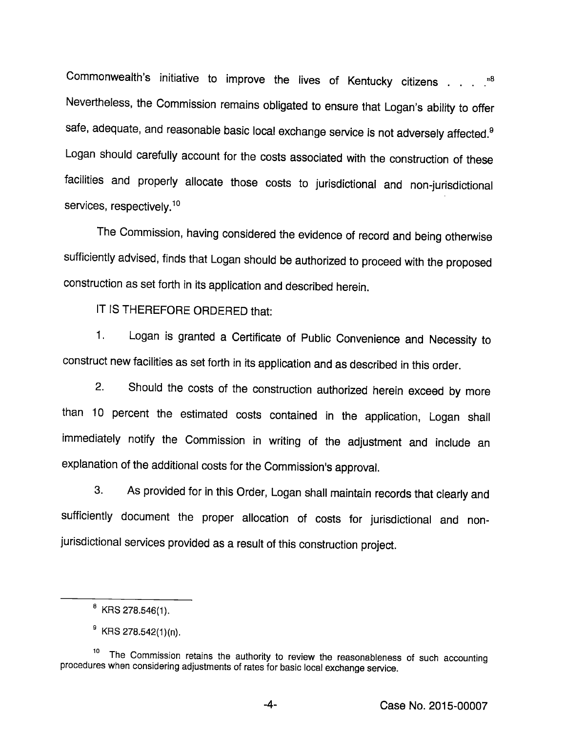Commonwealth's initiative to improve the lives of Kentucky citizens . . . ."[8] Nevertheless, the Commission remains obligated to ensure that Logan's ability to offer safe, adequate, and reasonable basic local exchange service is not adversely affected.[9] Logan should carefully account for the costs associated with the construction of these facilities and properly allocate those costs to jurisdictional and non-jurisdictional services, respectively.[10]

The Commission, having considered the evidence of record and being otherwise sufficiently advised, finds that Logan should be authorized to proceed with the proposed construction as set forth in its application and described herein.

IT IS THEREFORE ORDERED that:

1. Logan is granted a Certificate of Public Convenience and Necessity to construct new facilities as set forth in its application and as described in this order.

2. Should the costs of the construction authorized herein exceed by more than 10 percent the estimated costs contained in the application, Logan shall immediately notify the Commission in writing of the adjustment and include an explanation of the additional costs for the Commission's approval.

3. As provided for in this Order, Logan shall maintain records that clearly and sufficiently document the proper allocation of costs for jurisdictional and non-jurisdictional services provided as a result of this construction project.

---

[8] KRS 278.546(1).

[9] KRS 278.542(1)(n).

[10] The Commission retains the authority to review the reasonableness of such accounting procedures when considering adjustments of rates for basic local exchange service.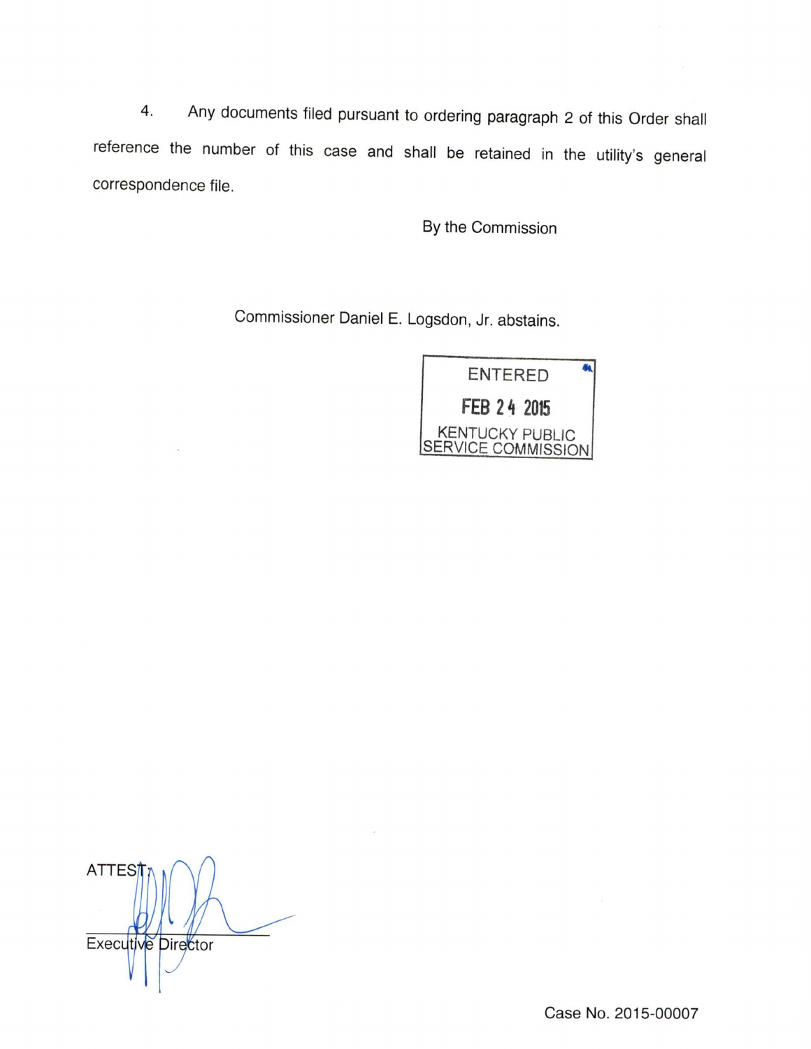4. Any documents filed pursuant to ordering paragraph 2 of this Order shall reference the number of this case and shall be retained in the utility's general correspondence file.

By the Commission

Commissioner Daniel E. Logsdon, Jr. abstains.

ENTERED
FEB 24 2015
KENTUCKY PUBLIC SERVICE COMMISSION

ATTEST:

Executive Director

Case No. 2015-00007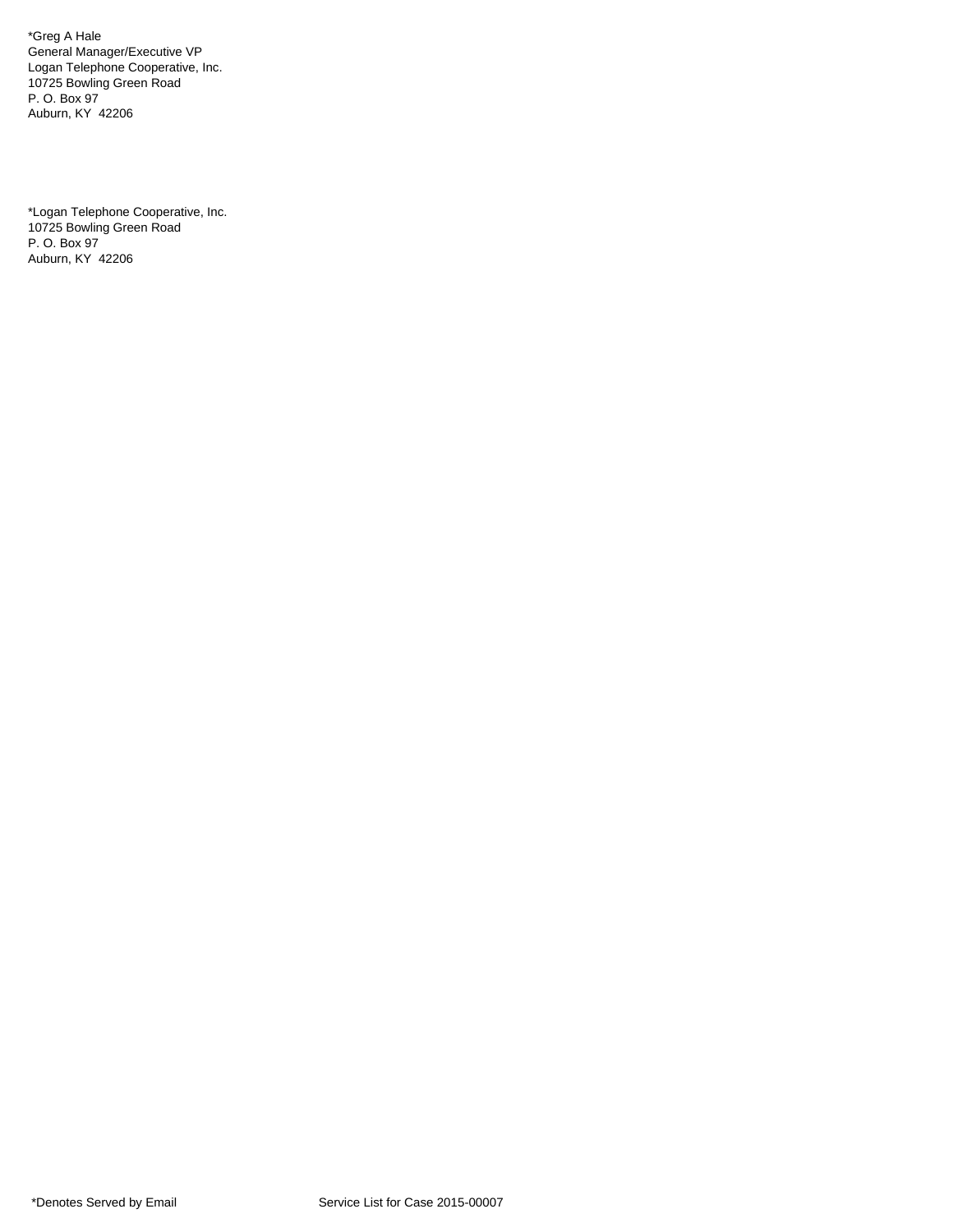*Greg A Hale
General Manager/Executive VP
Logan Telephone Cooperative, Inc.
10725 Bowling Green Road
P. O. Box 97
Auburn, KY 42206

*Logan Telephone Cooperative, Inc.
10725 Bowling Green Road
P. O. Box 97
Auburn, KY 42206

*Denotes Served by Email

Service List for Case 2015-00007